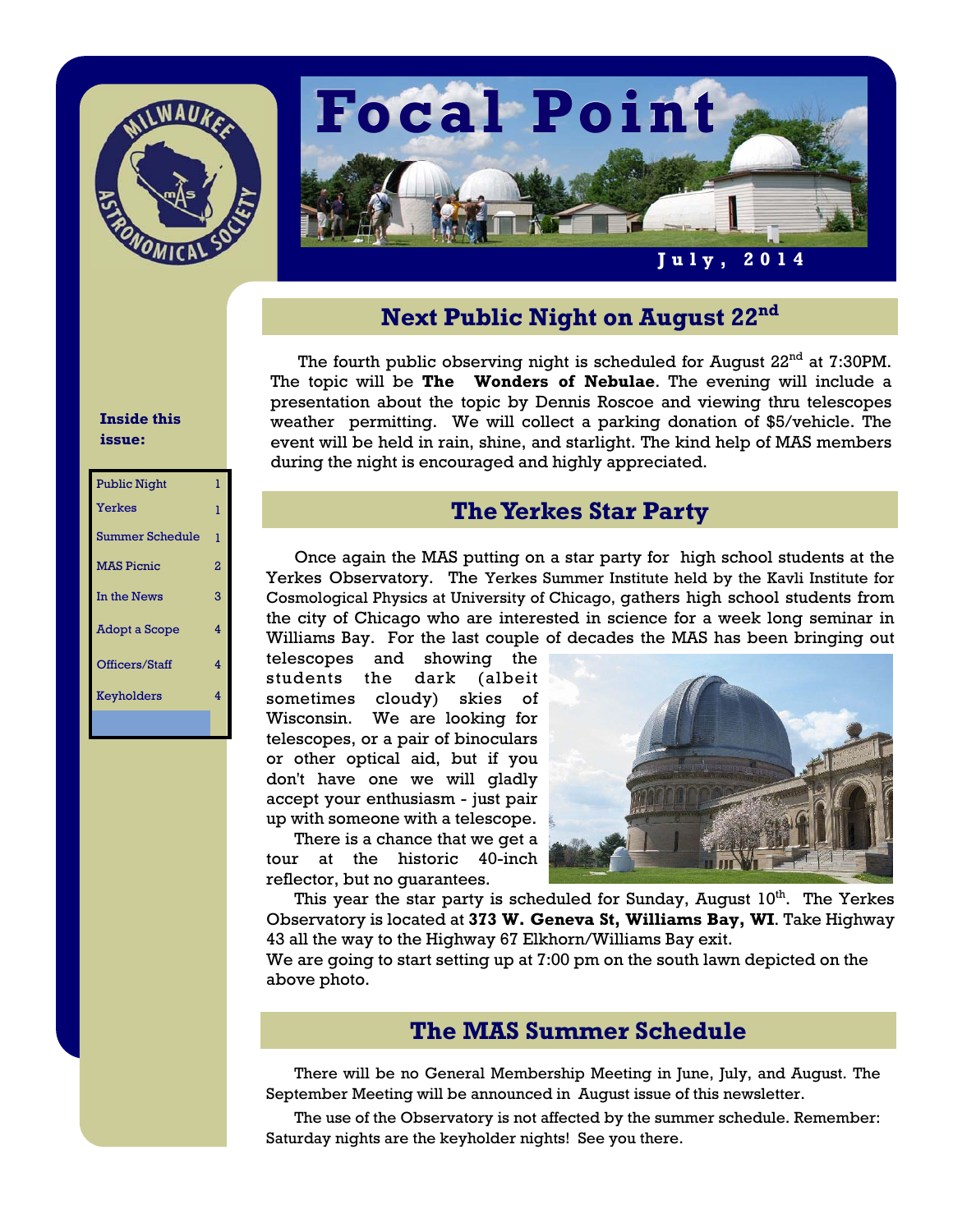# Focal Point

**July, 2014**

**Inside this issue:**

| | |
|---|---|
| Public Night | 1 |
| Yerkes | 1 |
| Summer Schedule | 1 |
| MAS Picnic | 2 |
| In the News | 3 |
| Adopt a Scope | 4 |
| Officers/Staff | 4 |
| Keyholders | 4 |

## Next Public Night on August 22nd

The fourth public observing night is scheduled for August 22nd at 7:30PM. The topic will be **The Wonders of Nebulae**. The evening will include a presentation about the topic by Dennis Roscoe and viewing thru telescopes weather permitting. We will collect a parking donation of $5/vehicle. The event will be held in rain, shine, and starlight. The kind help of MAS members during the night is encouraged and highly appreciated.

## The Yerkes Star Party

Once again the MAS putting on a star party for high school students at the Yerkes Observatory. The Yerkes Summer Institute held by the Kavli Institute for Cosmological Physics at University of Chicago, gathers high school students from the city of Chicago who are interested in science for a week long seminar in Williams Bay. For the last couple of decades the MAS has been bringing out telescopes and showing the students the dark (albeit sometimes cloudy) skies of Wisconsin. We are looking for telescopes, or a pair of binoculars or other optical aid, but if you don't have one we will gladly accept your enthusiasm - just pair up with someone with a telescope.

There is a chance that we get a tour at the historic 40-inch reflector, but no guarantees.

This year the star party is scheduled for Sunday, August 10th. The Yerkes Observatory is located at **373 W. Geneva St, Williams Bay, WI**. Take Highway 43 all the way to the Highway 67 Elkhorn/Williams Bay exit.
We are going to start setting up at 7:00 pm on the south lawn depicted on the above photo.

## The MAS Summer Schedule

There will be no General Membership Meeting in June, July, and August. The September Meeting will be announced in August issue of this newsletter.

The use of the Observatory is not affected by the summer schedule. Remember: Saturday nights are the keyholder nights! See you there.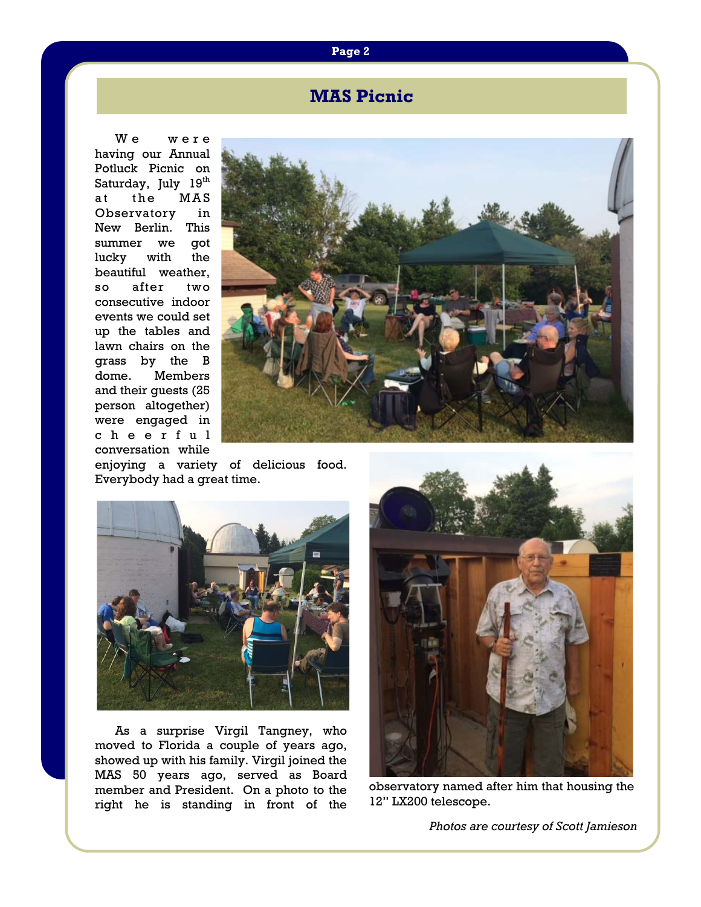# MAS Picnic

We were having our Annual Potluck Picnic on Saturday, July 19th at the MAS Observatory in New Berlin. This summer we got lucky with the beautiful weather, so after two consecutive indoor events we could set up the tables and lawn chairs on the grass by the B dome. Members and their guests (25 person altogether) were engaged in cheerful conversation while enjoying a variety of delicious food. Everybody had a great time.

As a surprise Virgil Tangney, who moved to Florida a couple of years ago, showed up with his family. Virgil joined the MAS 50 years ago, served as Board member and President. On a photo to the right he is standing in front of the observatory named after him that housing the 12'' LX200 telescope.

*Photos are courtesy of Scott Jamieson*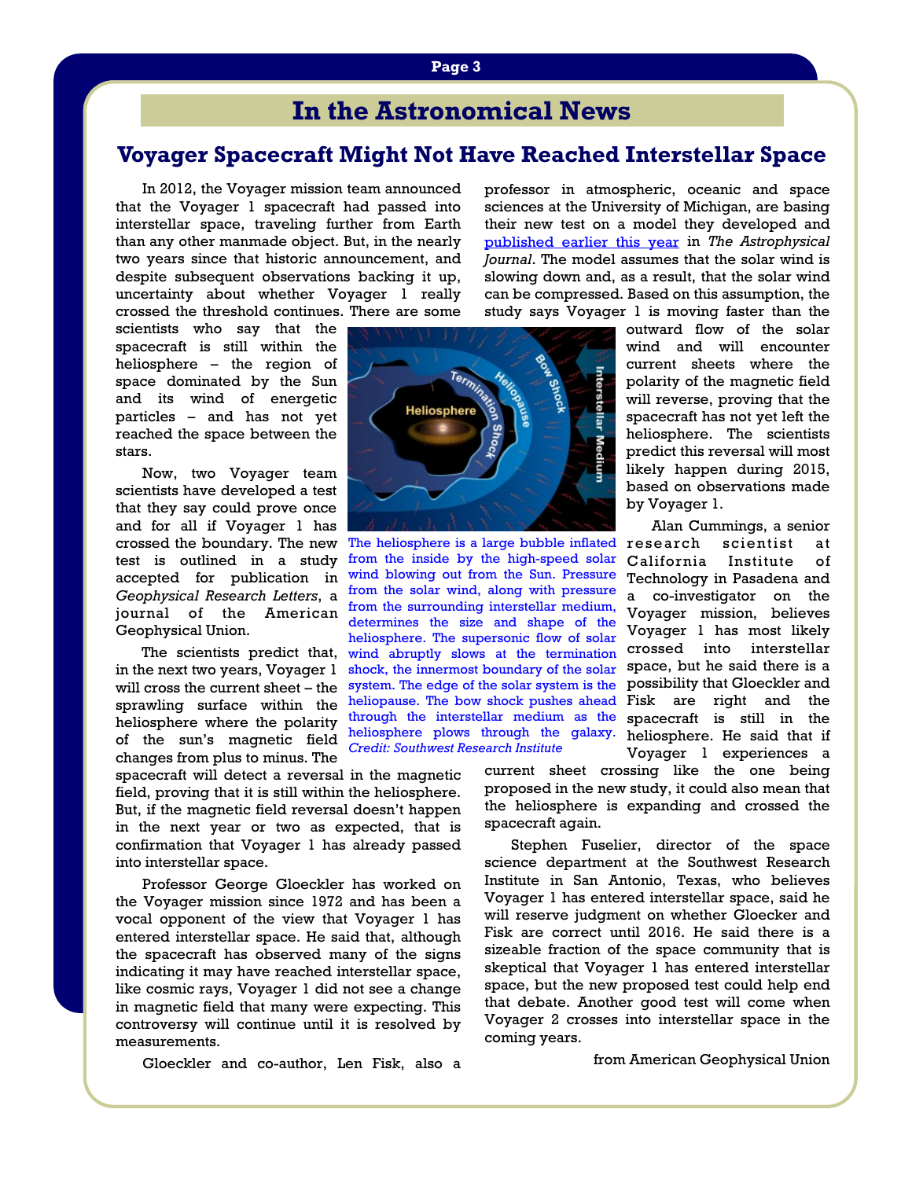## In the Astronomical News

### Voyager Spacecraft Might Not Have Reached Interstellar Space

In 2012, the Voyager mission team announced that the Voyager 1 spacecraft had passed into interstellar space, traveling further from Earth than any other manmade object. But, in the nearly two years since that historic announcement, and despite subsequent observations backing it up, uncertainty about whether Voyager 1 really crossed the threshold continues. There are some scientists who say that the spacecraft is still within the heliosphere – the region of space dominated by the Sun and its wind of energetic particles – and has not yet reached the space between the stars.

Now, two Voyager team scientists have developed a test that they say could prove once and for all if Voyager 1 has crossed the boundary. The new test is outlined in a study accepted for publication in *Geophysical Research Letters*, a journal of the American Geophysical Union.

The scientists predict that, in the next two years, Voyager 1 will cross the current sheet – the sprawling surface within the heliosphere where the polarity of the sun's magnetic field changes from plus to minus. The spacecraft will detect a reversal in the magnetic field, proving that it is still within the heliosphere. But, if the magnetic field reversal doesn't happen in the next year or two as expected, that is confirmation that Voyager 1 has already passed into interstellar space.

Professor George Gloeckler has worked on the Voyager mission since 1972 and has been a vocal opponent of the view that Voyager 1 has entered interstellar space. He said that, although the spacecraft has observed many of the signs indicating it may have reached interstellar space, like cosmic rays, Voyager 1 did not see a change in magnetic field that many were expecting. This controversy will continue until it is resolved by measurements.

Gloeckler and co-author, Len Fisk, also a professor in atmospheric, oceanic and space sciences at the University of Michigan, are basing their new test on a model they developed and published earlier this year in *The Astrophysical Journal*. The model assumes that the solar wind is slowing down and, as a result, that the solar wind can be compressed. Based on this assumption, the study says Voyager 1 is moving faster than the outward flow of the solar wind and will encounter current sheets where the polarity of the magnetic field will reverse, proving that the spacecraft has not yet left the heliosphere. The scientists predict this reversal will most likely happen during 2015, based on observations made by Voyager 1.

The heliosphere is a large bubble inflated from the inside by the high-speed solar wind blowing out from the Sun. Pressure from the solar wind, along with pressure from the surrounding interstellar medium, determines the size and shape of the heliosphere. The supersonic flow of solar wind abruptly slows at the termination shock, the innermost boundary of the solar system. The edge of the solar system is the heliopause. The bow shock pushes ahead through the interstellar medium as the heliosphere plows through the galaxy. *Credit: Southwest Research Institute*

Alan Cummings, a senior research scientist at California Institute of Technology in Pasadena and a co-investigator on the Voyager mission, believes Voyager 1 has most likely crossed into interstellar space, but he said there is a possibility that Gloeckler and Fisk are right and the spacecraft is still in the heliosphere. He said that if Voyager 1 experiences a current sheet crossing like the one being proposed in the new study, it could also mean that the heliosphere is expanding and crossed the spacecraft again.

Stephen Fuselier, director of the space science department at the Southwest Research Institute in San Antonio, Texas, who believes Voyager 1 has entered interstellar space, said he will reserve judgment on whether Gloecker and Fisk are correct until 2016. He said there is a sizeable fraction of the space community that is skeptical that Voyager 1 has entered interstellar space, but the new proposed test could help end that debate. Another good test will come when Voyager 2 crosses into interstellar space in the coming years.

from American Geophysical Union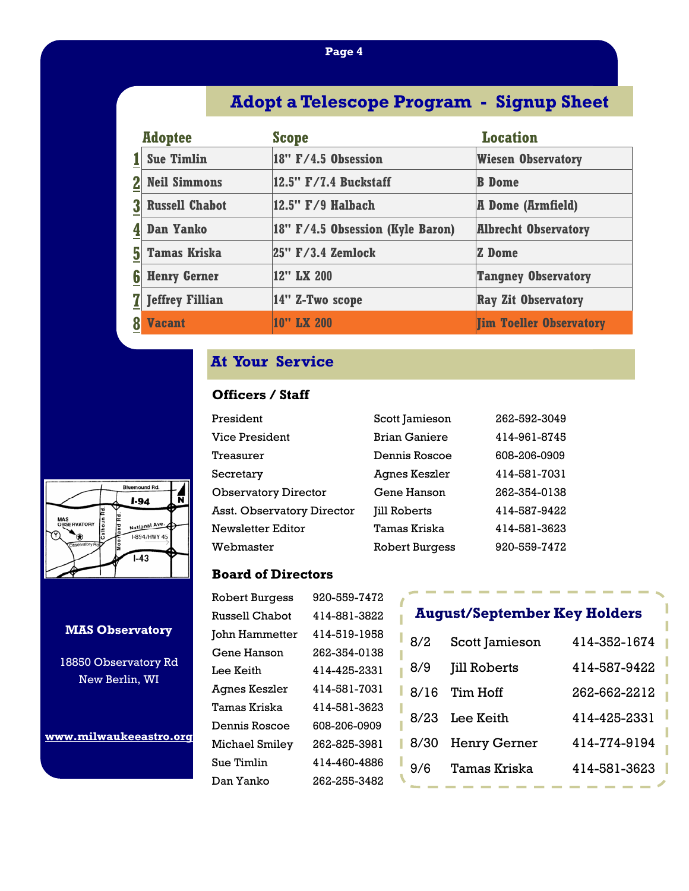## Adopt a Telescope Program - Signup Sheet

| | Adoptee | Scope | Location |
|---|---|---|---|
| 1 | Sue Timlin | 18" F/4.5 Obsession | Wiesen Observatory |
| 2 | Neil Simmons | 12.5" F/7.4 Buckstaff | B Dome |
| 3 | Russell Chabot | 12.5" F/9 Halbach | A Dome (Armfield) |
| 4 | Dan Yanko | 18" F/4.5 Obsession (Kyle Baron) | Albrecht Observatory |
| 5 | Tamas Kriska | 25" F/3.4 Zemlock | Z Dome |
| 6 | Henry Gerner | 12" LX 200 | Tangney Observatory |
| 7 | Jeffrey Fillian | 14" Z-Two scope | Ray Zit Observatory |
| 8 | Vacant | 10" LX 200 | Jim Toeller Observatory |

## At Your Service

### Officers / Staff

| | | |
|---|---|---|
| President | Scott Jamieson | 262-592-3049 |
| Vice President | Brian Ganiere | 414-961-8745 |
| Treasurer | Dennis Roscoe | 608-206-0909 |
| Secretary | Agnes Keszler | 414-581-7031 |
| Observatory Director | Gene Hanson | 262-354-0138 |
| Asst. Observatory Director | Jill Roberts | 414-587-9422 |
| Newsletter Editor | Tamas Kriska | 414-581-3623 |
| Webmaster | Robert Burgess | 920-559-7472 |

### Board of Directors

| | |
|---|---|
| Robert Burgess | 920-559-7472 |
| Russell Chabot | 414-881-3822 |
| John Hammetter | 414-519-1958 |
| Gene Hanson | 262-354-0138 |
| Lee Keith | 414-425-2331 |
| Agnes Keszler | 414-581-7031 |
| Tamas Kriska | 414-581-3623 |
| Dennis Roscoe | 608-206-0909 |
| Michael Smiley | 262-825-3981 |
| Sue Timlin | 414-460-4886 |
| Dan Yanko | 262-255-3482 |

### August/September Key Holders

| | | |
|---|---|---|
| 8/2 | Scott Jamieson | 414-352-1674 |
| 8/9 | Jill Roberts | 414-587-9422 |
| 8/16 | Tim Hoff | 262-662-2212 |
| 8/23 | Lee Keith | 414-425-2331 |
| 8/30 | Henry Gerner | 414-774-9194 |
| 9/6 | Tamas Kriska | 414-581-3623 |

Bluemound Rd.
I-94
N
MAS OBSERVATORY
Observatory Rd
Calhoun Rd.
Moorland Rd.
National Ave.
I-894/HWY 45
I-43
Y

**MAS Observatory**

18850 Observatory Rd
New Berlin, WI

**www.milwaukeeastro.org**